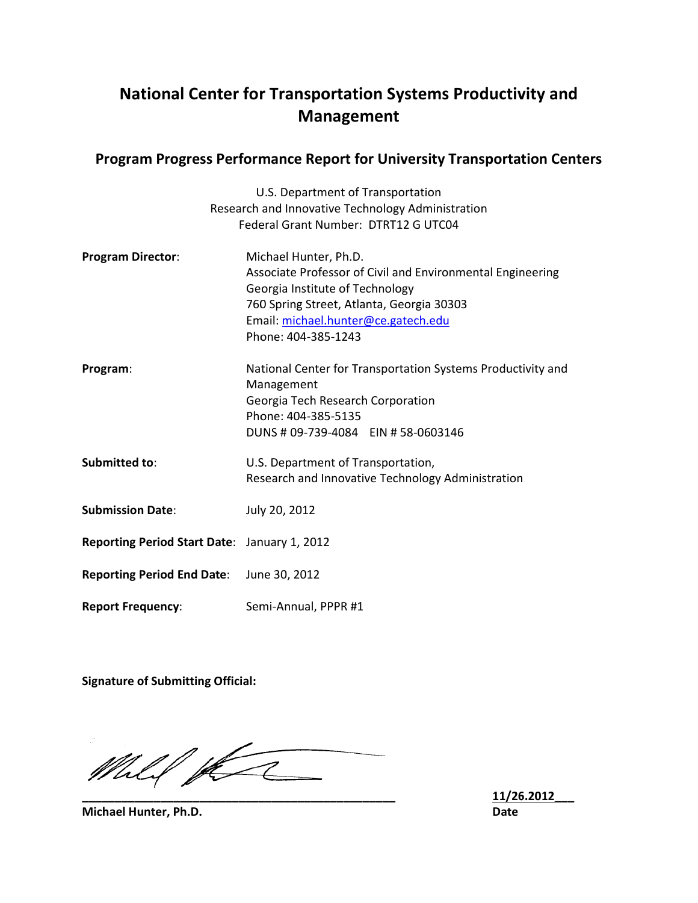# National Center for Transportation Systems Productivity and Management

## Program Progress Performance Report for University Transportation Centers

U.S. Department of Transportation
Research and Innovative Technology Administration
Federal Grant Number: DTRT12 G UTC04

**Program Director**: Michael Hunter, Ph.D.
Associate Professor of Civil and Environmental Engineering
Georgia Institute of Technology
760 Spring Street, Atlanta, Georgia 30303
Email: michael.hunter@ce.gatech.edu
Phone: 404-385-1243

**Program**: National Center for Transportation Systems Productivity and Management
Georgia Tech Research Corporation
Phone: 404-385-5135
DUNS # 09-739-4084 EIN # 58-0603146

**Submitted to**: U.S. Department of Transportation,
Research and Innovative Technology Administration

**Submission Date**: July 20, 2012

**Reporting Period Start Date**: January 1, 2012

**Reporting Period End Date**: June 30, 2012

**Report Frequency**: Semi-Annual, PPPR #1

**Signature of Submitting Official:**

**Michael Hunter, Ph.D.** **11/26.2012** **Date**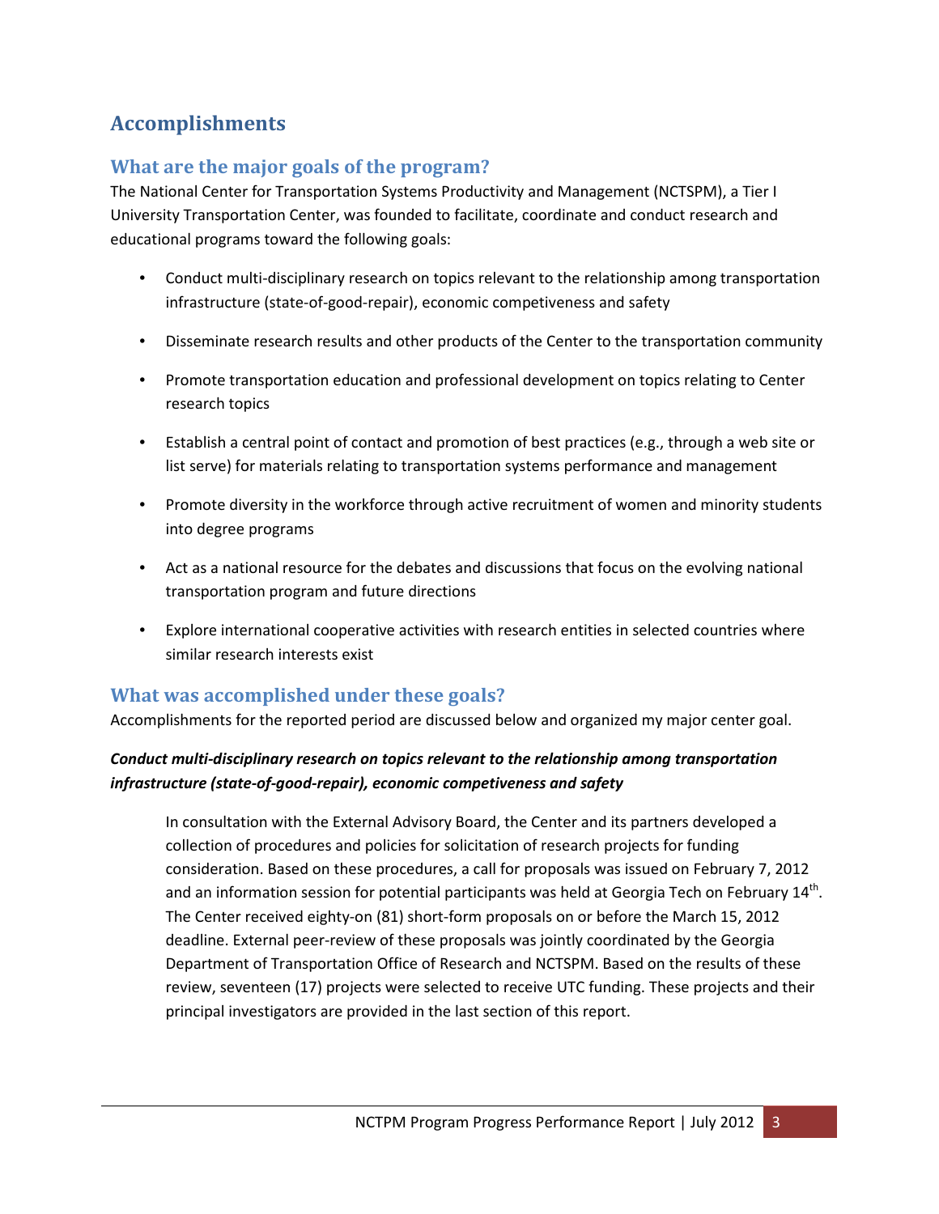# Accomplishments

## What are the major goals of the program?

The National Center for Transportation Systems Productivity and Management (NCTSPM), a Tier I University Transportation Center, was founded to facilitate, coordinate and conduct research and educational programs toward the following goals:

- Conduct multi-disciplinary research on topics relevant to the relationship among transportation infrastructure (state-of-good-repair), economic competiveness and safety
- Disseminate research results and other products of the Center to the transportation community
- Promote transportation education and professional development on topics relating to Center research topics
- Establish a central point of contact and promotion of best practices (e.g., through a web site or list serve) for materials relating to transportation systems performance and management
- Promote diversity in the workforce through active recruitment of women and minority students into degree programs
- Act as a national resource for the debates and discussions that focus on the evolving national transportation program and future directions
- Explore international cooperative activities with research entities in selected countries where similar research interests exist

## What was accomplished under these goals?

Accomplishments for the reported period are discussed below and organized my major center goal.

***Conduct multi-disciplinary research on topics relevant to the relationship among transportation infrastructure (state-of-good-repair), economic competiveness and safety***

In consultation with the External Advisory Board, the Center and its partners developed a collection of procedures and policies for solicitation of research projects for funding consideration. Based on these procedures, a call for proposals was issued on February 7, 2012 and an information session for potential participants was held at Georgia Tech on February 14th. The Center received eighty-on (81) short-form proposals on or before the March 15, 2012 deadline. External peer-review of these proposals was jointly coordinated by the Georgia Department of Transportation Office of Research and NCTSPM. Based on the results of these review, seventeen (17) projects were selected to receive UTC funding. These projects and their principal investigators are provided in the last section of this report.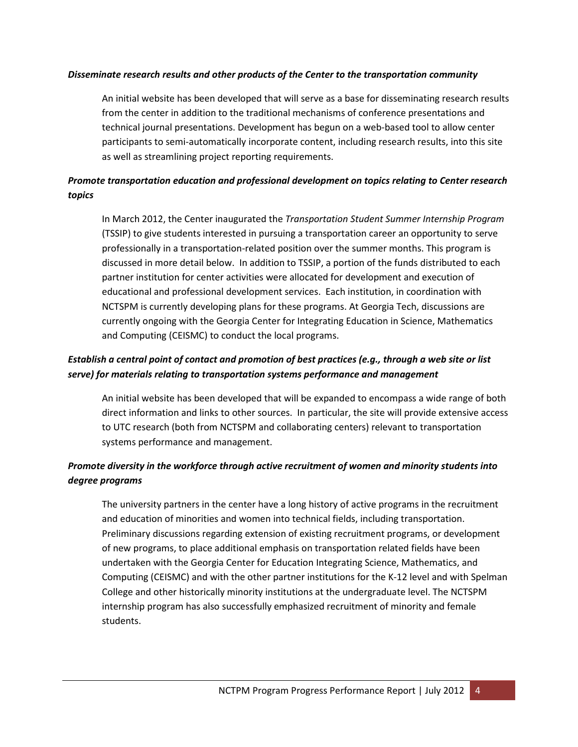***Disseminate research results and other products of the Center to the transportation community***

An initial website has been developed that will serve as a base for disseminating research results from the center in addition to the traditional mechanisms of conference presentations and technical journal presentations. Development has begun on a web-based tool to allow center participants to semi-automatically incorporate content, including research results, into this site as well as streamlining project reporting requirements.

***Promote transportation education and professional development on topics relating to Center research topics***

In March 2012, the Center inaugurated the *Transportation Student Summer Internship Program* (TSSIP) to give students interested in pursuing a transportation career an opportunity to serve professionally in a transportation-related position over the summer months. This program is discussed in more detail below. In addition to TSSIP, a portion of the funds distributed to each partner institution for center activities were allocated for development and execution of educational and professional development services. Each institution, in coordination with NCTSPM is currently developing plans for these programs. At Georgia Tech, discussions are currently ongoing with the Georgia Center for Integrating Education in Science, Mathematics and Computing (CEISMC) to conduct the local programs.

***Establish a central point of contact and promotion of best practices (e.g., through a web site or list serve) for materials relating to transportation systems performance and management***

An initial website has been developed that will be expanded to encompass a wide range of both direct information and links to other sources. In particular, the site will provide extensive access to UTC research (both from NCTSPM and collaborating centers) relevant to transportation systems performance and management.

***Promote diversity in the workforce through active recruitment of women and minority students into degree programs***

The university partners in the center have a long history of active programs in the recruitment and education of minorities and women into technical fields, including transportation. Preliminary discussions regarding extension of existing recruitment programs, or development of new programs, to place additional emphasis on transportation related fields have been undertaken with the Georgia Center for Education Integrating Science, Mathematics, and Computing (CEISMC) and with the other partner institutions for the K-12 level and with Spelman College and other historically minority institutions at the undergraduate level. The NCTSPM internship program has also successfully emphasized recruitment of minority and female students.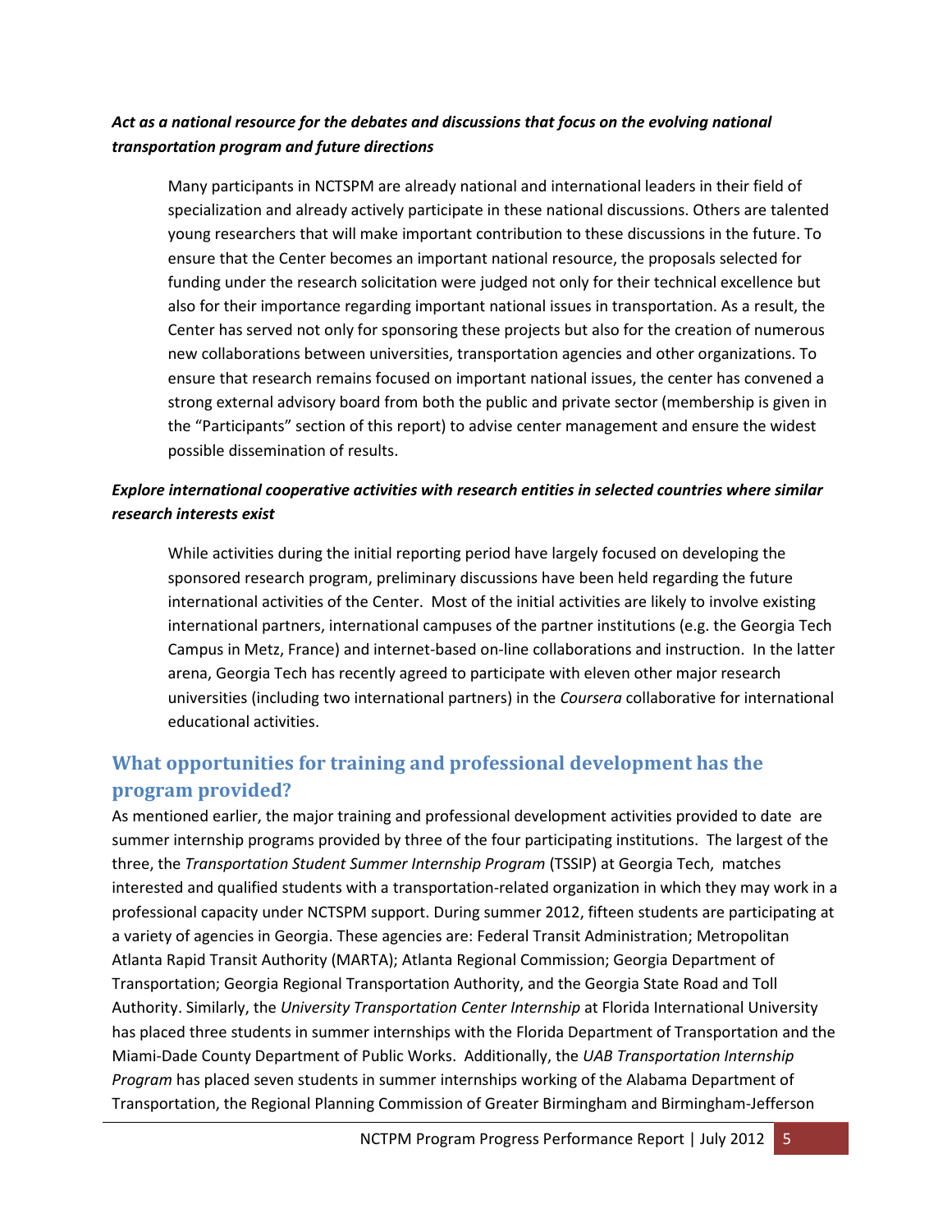***Act as a national resource for the debates and discussions that focus on the evolving national transportation program and future directions***

Many participants in NCTSPM are already national and international leaders in their field of specialization and already actively participate in these national discussions. Others are talented young researchers that will make important contribution to these discussions in the future. To ensure that the Center becomes an important national resource, the proposals selected for funding under the research solicitation were judged not only for their technical excellence but also for their importance regarding important national issues in transportation. As a result, the Center has served not only for sponsoring these projects but also for the creation of numerous new collaborations between universities, transportation agencies and other organizations. To ensure that research remains focused on important national issues, the center has convened a strong external advisory board from both the public and private sector (membership is given in the "Participants" section of this report) to advise center management and ensure the widest possible dissemination of results.

***Explore international cooperative activities with research entities in selected countries where similar research interests exist***

While activities during the initial reporting period have largely focused on developing the sponsored research program, preliminary discussions have been held regarding the future international activities of the Center. Most of the initial activities are likely to involve existing international partners, international campuses of the partner institutions (e.g. the Georgia Tech Campus in Metz, France) and internet-based on-line collaborations and instruction. In the latter arena, Georgia Tech has recently agreed to participate with eleven other major research universities (including two international partners) in the *Coursera* collaborative for international educational activities.

## What opportunities for training and professional development has the program provided?

As mentioned earlier, the major training and professional development activities provided to date are summer internship programs provided by three of the four participating institutions. The largest of the three, the *Transportation Student Summer Internship Program* (TSSIP) at Georgia Tech, matches interested and qualified students with a transportation-related organization in which they may work in a professional capacity under NCTSPM support. During summer 2012, fifteen students are participating at a variety of agencies in Georgia. These agencies are: Federal Transit Administration; Metropolitan Atlanta Rapid Transit Authority (MARTA); Atlanta Regional Commission; Georgia Department of Transportation; Georgia Regional Transportation Authority, and the Georgia State Road and Toll Authority. Similarly, the *University Transportation Center Internship* at Florida International University has placed three students in summer internships with the Florida Department of Transportation and the Miami-Dade County Department of Public Works. Additionally, the *UAB Transportation Internship Program* has placed seven students in summer internships working of the Alabama Department of Transportation, the Regional Planning Commission of Greater Birmingham and Birmingham-Jefferson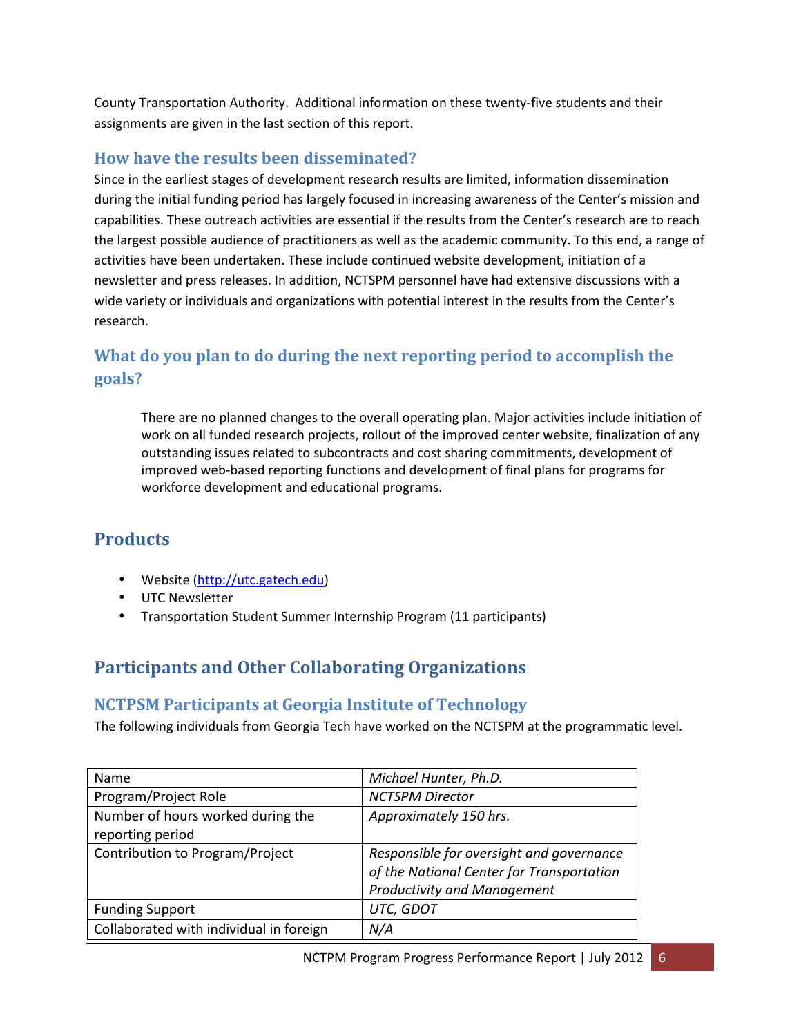County Transportation Authority. Additional information on these twenty-five students and their assignments are given in the last section of this report.

### How have the results been disseminated?

Since in the earliest stages of development research results are limited, information dissemination during the initial funding period has largely focused in increasing awareness of the Center's mission and capabilities. These outreach activities are essential if the results from the Center's research are to reach the largest possible audience of practitioners as well as the academic community. To this end, a range of activities have been undertaken. These include continued website development, initiation of a newsletter and press releases. In addition, NCTSPM personnel have had extensive discussions with a wide variety or individuals and organizations with potential interest in the results from the Center's research.

### What do you plan to do during the next reporting period to accomplish the goals?

> There are no planned changes to the overall operating plan. Major activities include initiation of work on all funded research projects, rollout of the improved center website, finalization of any outstanding issues related to subcontracts and cost sharing commitments, development of improved web-based reporting functions and development of final plans for programs for workforce development and educational programs.

## Products

- Website (http://utc.gatech.edu)
- UTC Newsletter
- Transportation Student Summer Internship Program (11 participants)

## Participants and Other Collaborating Organizations

### NCTPSM Participants at Georgia Institute of Technology

The following individuals from Georgia Tech have worked on the NCTSPM at the programmatic level.

| Name | *Michael Hunter, Ph.D.* |
|---|---|
| Program/Project Role | *NCTSPM Director* |
| Number of hours worked during the reporting period | *Approximately 150 hrs.* |
| Contribution to Program/Project | *Responsible for oversight and governance of the National Center for Transportation Productivity and Management* |
| Funding Support | *UTC, GDOT* |
| Collaborated with individual in foreign | *N/A* |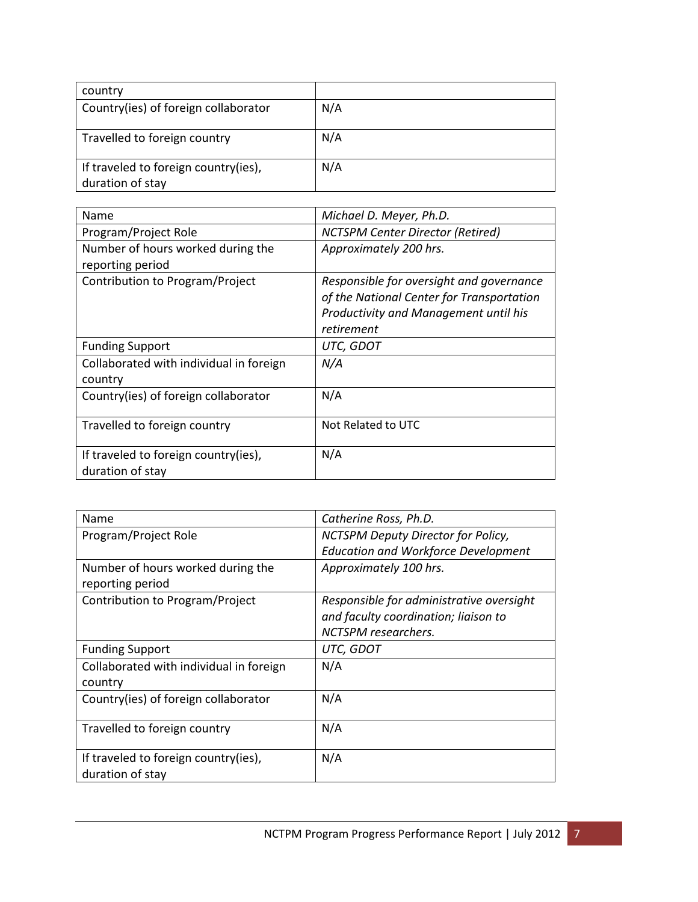| country | |
|---|---|
| Country(ies) of foreign collaborator | N/A |
| Travelled to foreign country | N/A |
| If traveled to foreign country(ies), duration of stay | N/A |

| Name | *Michael D. Meyer, Ph.D.* |
|---|---|
| Program/Project Role | *NCTSPM Center Director (Retired)* |
| Number of hours worked during the reporting period | *Approximately 200 hrs.* |
| Contribution to Program/Project | *Responsible for oversight and governance of the National Center for Transportation Productivity and Management until his retirement* |
| Funding Support | *UTC, GDOT* |
| Collaborated with individual in foreign country | *N/A* |
| Country(ies) of foreign collaborator | N/A |
| Travelled to foreign country | Not Related to UTC |
| If traveled to foreign country(ies), duration of stay | N/A |

| Name | *Catherine Ross, Ph.D.* |
|---|---|
| Program/Project Role | *NCTSPM Deputy Director for Policy, Education and Workforce Development* |
| Number of hours worked during the reporting period | *Approximately 100 hrs.* |
| Contribution to Program/Project | *Responsible for administrative oversight and faculty coordination; liaison to NCTSPM researchers.* |
| Funding Support | *UTC, GDOT* |
| Collaborated with individual in foreign country | N/A |
| Country(ies) of foreign collaborator | N/A |
| Travelled to foreign country | N/A |
| If traveled to foreign country(ies), duration of stay | N/A |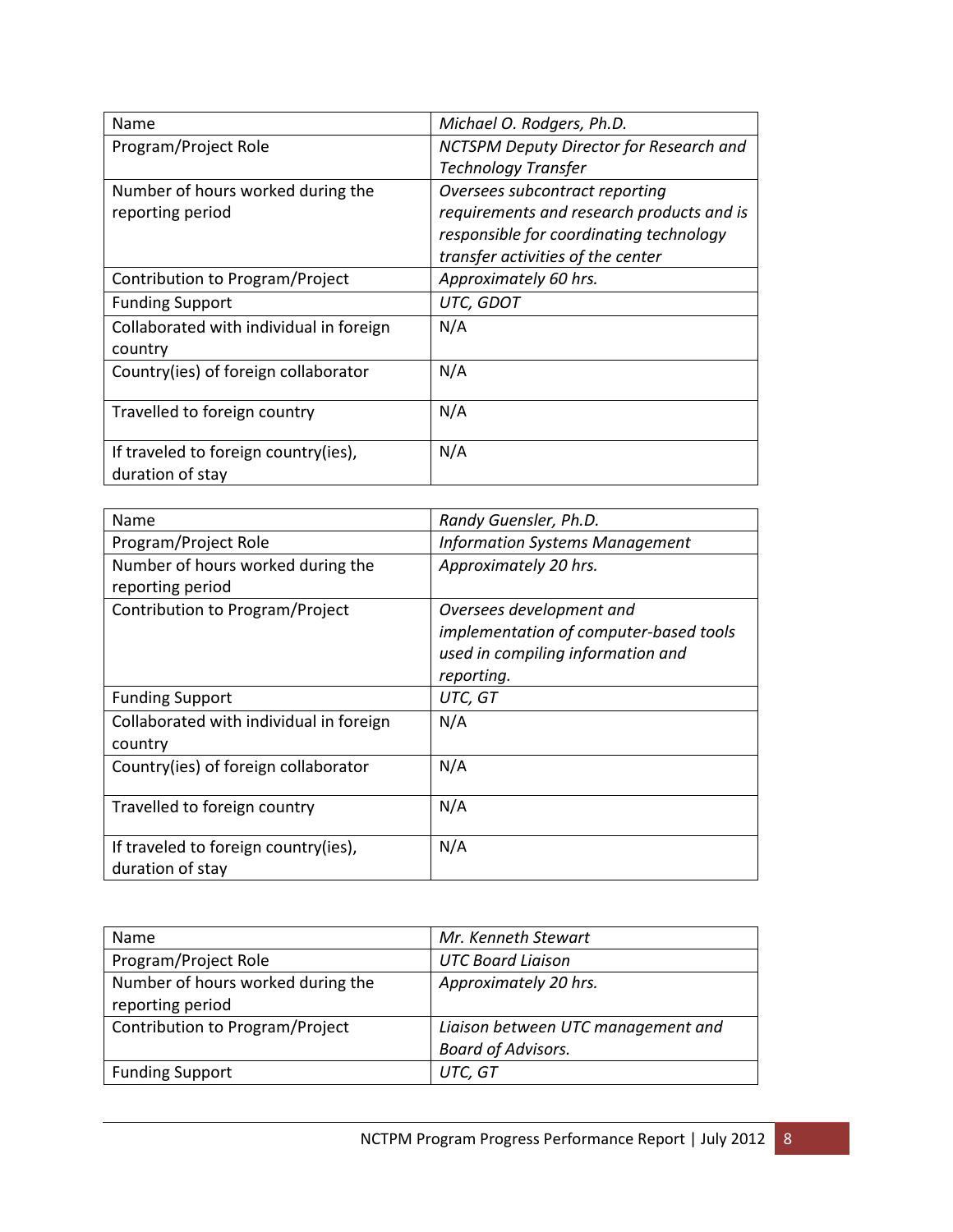| Name | *Michael O. Rodgers, Ph.D.* |
|---|---|
| Program/Project Role | *NCTSPM Deputy Director for Research and Technology Transfer* |
| Number of hours worked during the reporting period | *Oversees subcontract reporting requirements and research products and is responsible for coordinating technology transfer activities of the center* |
| Contribution to Program/Project | *Approximately 60 hrs.* |
| Funding Support | *UTC, GDOT* |
| Collaborated with individual in foreign country | N/A |
| Country(ies) of foreign collaborator | N/A |
| Travelled to foreign country | N/A |
| If traveled to foreign country(ies), duration of stay | N/A |

| Name | *Randy Guensler, Ph.D.* |
|---|---|
| Program/Project Role | *Information Systems Management* |
| Number of hours worked during the reporting period | *Approximately 20 hrs.* |
| Contribution to Program/Project | *Oversees development and implementation of computer-based tools used in compiling information and reporting.* |
| Funding Support | *UTC, GT* |
| Collaborated with individual in foreign country | N/A |
| Country(ies) of foreign collaborator | N/A |
| Travelled to foreign country | N/A |
| If traveled to foreign country(ies), duration of stay | N/A |

| Name | *Mr. Kenneth Stewart* |
|---|---|
| Program/Project Role | *UTC Board Liaison* |
| Number of hours worked during the reporting period | *Approximately 20 hrs.* |
| Contribution to Program/Project | *Liaison between UTC management and Board of Advisors.* |
| Funding Support | *UTC, GT* |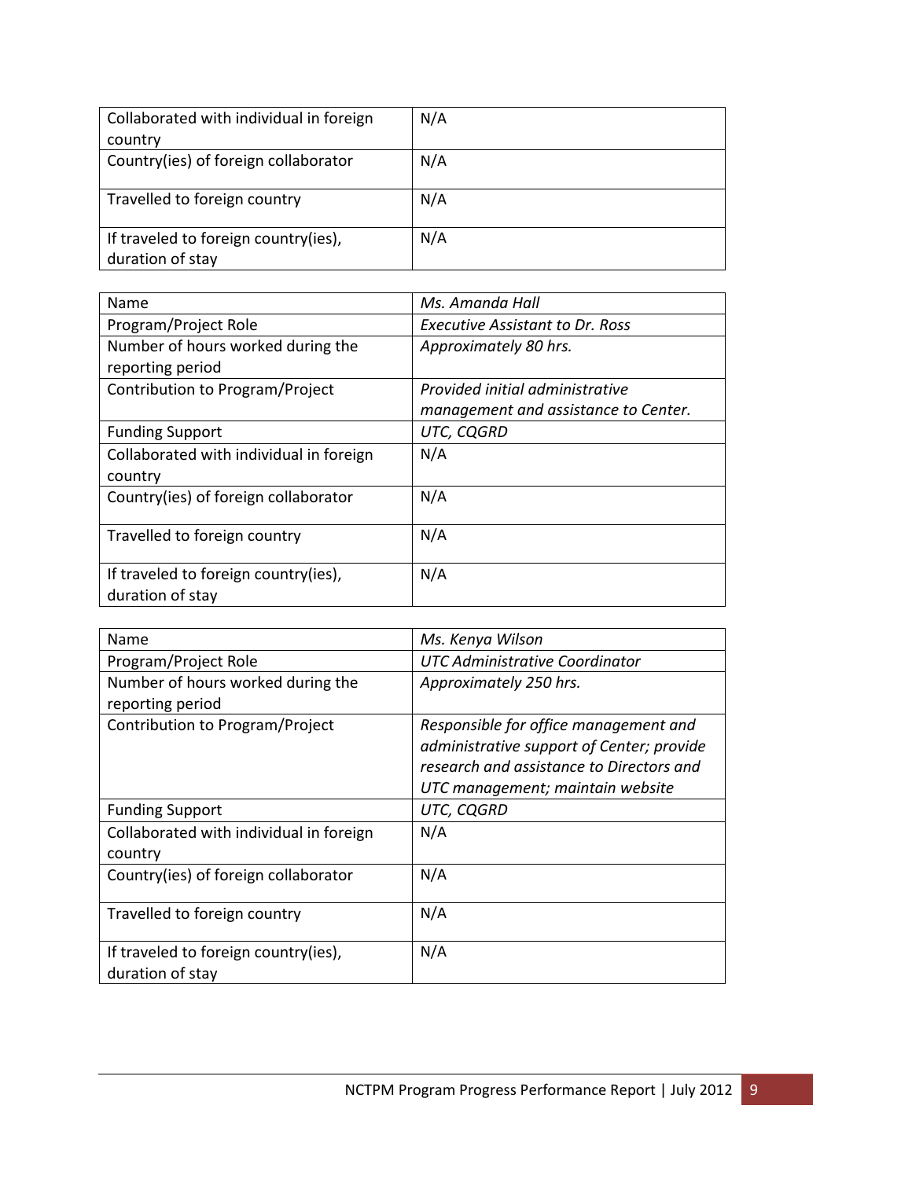| | |
|---|---|
| Collaborated with individual in foreign country | N/A |
| Country(ies) of foreign collaborator | N/A |
| Travelled to foreign country | N/A |
| If traveled to foreign country(ies), duration of stay | N/A |

| | |
|---|---|
| Name | *Ms. Amanda Hall* |
| Program/Project Role | *Executive Assistant to Dr. Ross* |
| Number of hours worked during the reporting period | *Approximately 80 hrs.* |
| Contribution to Program/Project | *Provided initial administrative management and assistance to Center.* |
| Funding Support | *UTC, CQGRD* |
| Collaborated with individual in foreign country | N/A |
| Country(ies) of foreign collaborator | N/A |
| Travelled to foreign country | N/A |
| If traveled to foreign country(ies), duration of stay | N/A |

| | |
|---|---|
| Name | *Ms. Kenya Wilson* |
| Program/Project Role | *UTC Administrative Coordinator* |
| Number of hours worked during the reporting period | *Approximately 250 hrs.* |
| Contribution to Program/Project | *Responsible for office management and administrative support of Center; provide research and assistance to Directors and UTC management; maintain website* |
| Funding Support | *UTC, CQGRD* |
| Collaborated with individual in foreign country | N/A |
| Country(ies) of foreign collaborator | N/A |
| Travelled to foreign country | N/A |
| If traveled to foreign country(ies), duration of stay | N/A |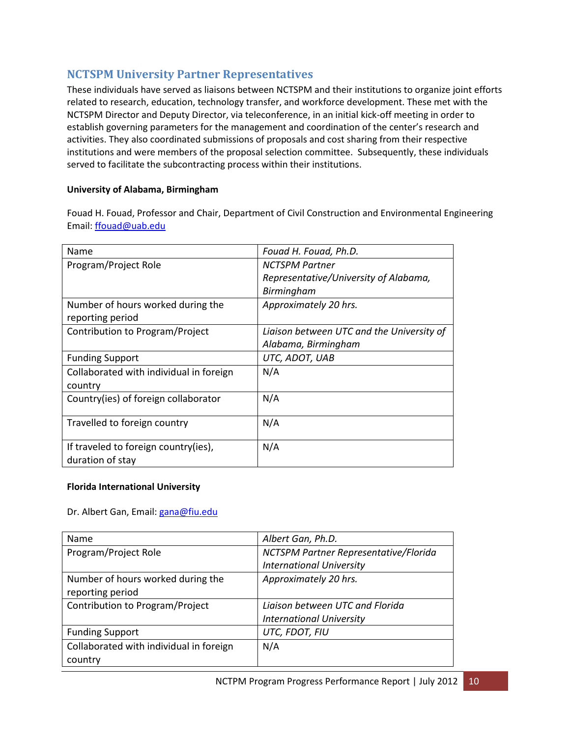## NCTSPM University Partner Representatives

These individuals have served as liaisons between NCTSPM and their institutions to organize joint efforts related to research, education, technology transfer, and workforce development. These met with the NCTSPM Director and Deputy Director, via teleconference, in an initial kick-off meeting in order to establish governing parameters for the management and coordination of the center's research and activities. They also coordinated submissions of proposals and cost sharing from their respective institutions and were members of the proposal selection committee. Subsequently, these individuals served to facilitate the subcontracting process within their institutions.

**University of Alabama, Birmingham**

Fouad H. Fouad, Professor and Chair, Department of Civil Construction and Environmental Engineering
Email: ffouad@uab.edu

| Name | *Fouad H. Fouad, Ph.D.* |
|---|---|
| Program/Project Role | *NCTSPM Partner Representative/University of Alabama, Birmingham* |
| Number of hours worked during the reporting period | *Approximately 20 hrs.* |
| Contribution to Program/Project | *Liaison between UTC and the University of Alabama, Birmingham* |
| Funding Support | *UTC, ADOT, UAB* |
| Collaborated with individual in foreign country | N/A |
| Country(ies) of foreign collaborator | N/A |
| Travelled to foreign country | N/A |
| If traveled to foreign country(ies), duration of stay | N/A |

**Florida International University**

Dr. Albert Gan, Email: gana@fiu.edu

| Name | *Albert Gan, Ph.D.* |
|---|---|
| Program/Project Role | *NCTSPM Partner Representative/Florida International University* |
| Number of hours worked during the reporting period | *Approximately 20 hrs.* |
| Contribution to Program/Project | *Liaison between UTC and Florida International University* |
| Funding Support | *UTC, FDOT, FIU* |
| Collaborated with individual in foreign country | N/A |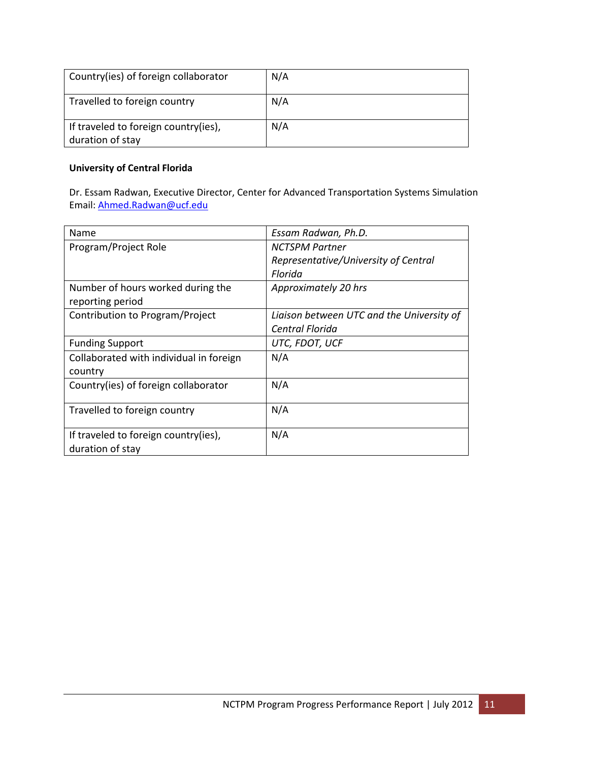| Country(ies) of foreign collaborator | N/A |
|---|---|
| Travelled to foreign country | N/A |
| If traveled to foreign country(ies), duration of stay | N/A |

**University of Central Florida**

Dr. Essam Radwan, Executive Director, Center for Advanced Transportation Systems Simulation
Email: Ahmed.Radwan@ucf.edu

| Name | *Essam Radwan, Ph.D.* |
|---|---|
| Program/Project Role | *NCTSPM Partner Representative/University of Central Florida* |
| Number of hours worked during the reporting period | *Approximately 20 hrs* |
| Contribution to Program/Project | *Liaison between UTC and the University of Central Florida* |
| Funding Support | *UTC, FDOT, UCF* |
| Collaborated with individual in foreign country | N/A |
| Country(ies) of foreign collaborator | N/A |
| Travelled to foreign country | N/A |
| If traveled to foreign country(ies), duration of stay | N/A |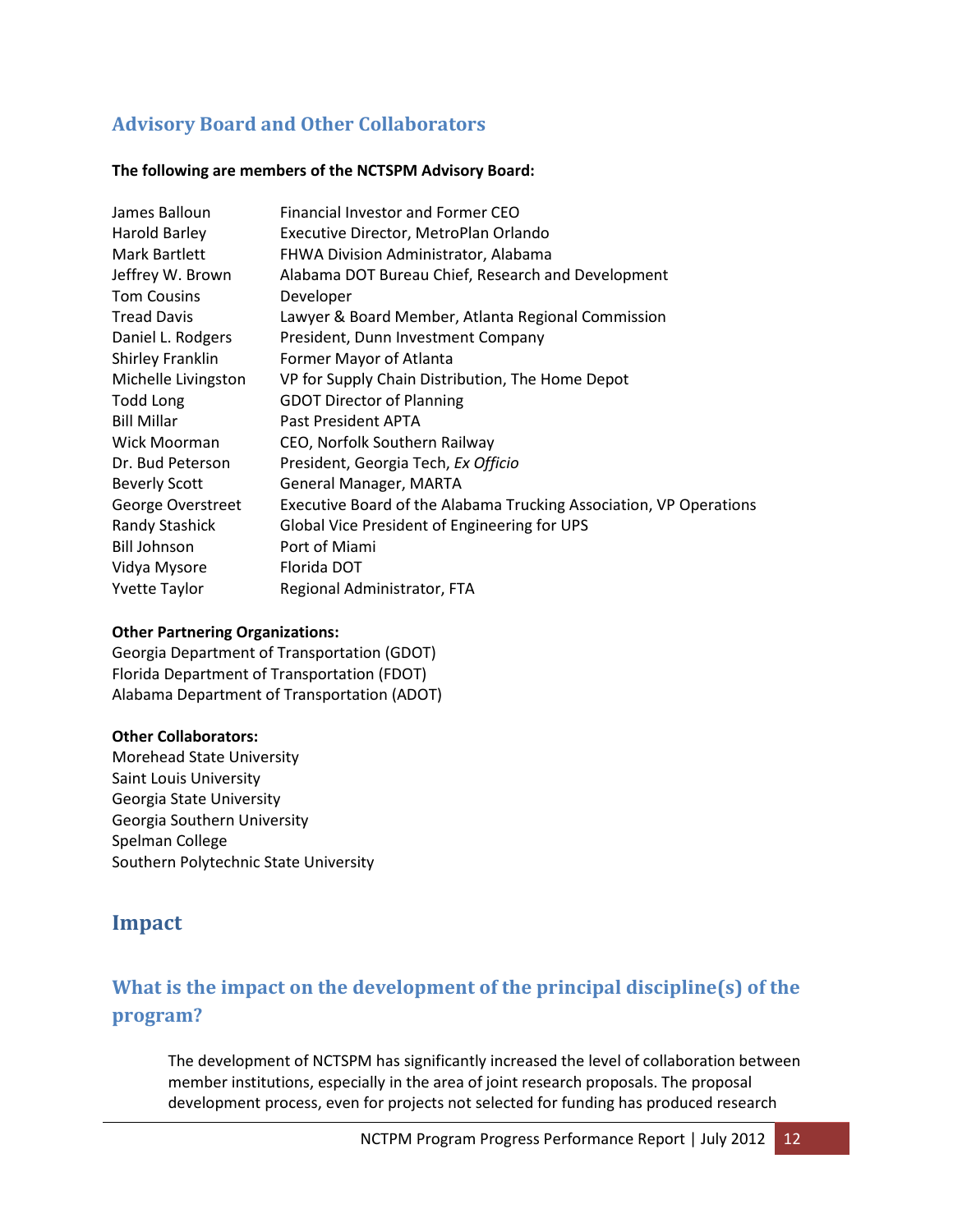## Advisory Board and Other Collaborators

**The following are members of the NCTSPM Advisory Board:**

| | |
|---|---|
| James Balloun | Financial Investor and Former CEO |
| Harold Barley | Executive Director, MetroPlan Orlando |
| Mark Bartlett | FHWA Division Administrator, Alabama |
| Jeffrey W. Brown | Alabama DOT Bureau Chief, Research and Development |
| Tom Cousins | Developer |
| Tread Davis | Lawyer & Board Member, Atlanta Regional Commission |
| Daniel L. Rodgers | President, Dunn Investment Company |
| Shirley Franklin | Former Mayor of Atlanta |
| Michelle Livingston | VP for Supply Chain Distribution, The Home Depot |
| Todd Long | GDOT Director of Planning |
| Bill Millar | Past President APTA |
| Wick Moorman | CEO, Norfolk Southern Railway |
| Dr. Bud Peterson | President, Georgia Tech, *Ex Officio* |
| Beverly Scott | General Manager, MARTA |
| George Overstreet | Executive Board of the Alabama Trucking Association, VP Operations |
| Randy Stashick | Global Vice President of Engineering for UPS |
| Bill Johnson | Port of Miami |
| Vidya Mysore | Florida DOT |
| Yvette Taylor | Regional Administrator, FTA |

**Other Partnering Organizations:**
Georgia Department of Transportation (GDOT)
Florida Department of Transportation (FDOT)
Alabama Department of Transportation (ADOT)

**Other Collaborators:**
Morehead State University
Saint Louis University
Georgia State University
Georgia Southern University
Spelman College
Southern Polytechnic State University

# Impact

## What is the impact on the development of the principal discipline(s) of the program?

The development of NCTSPM has significantly increased the level of collaboration between member institutions, especially in the area of joint research proposals. The proposal development process, even for projects not selected for funding has produced research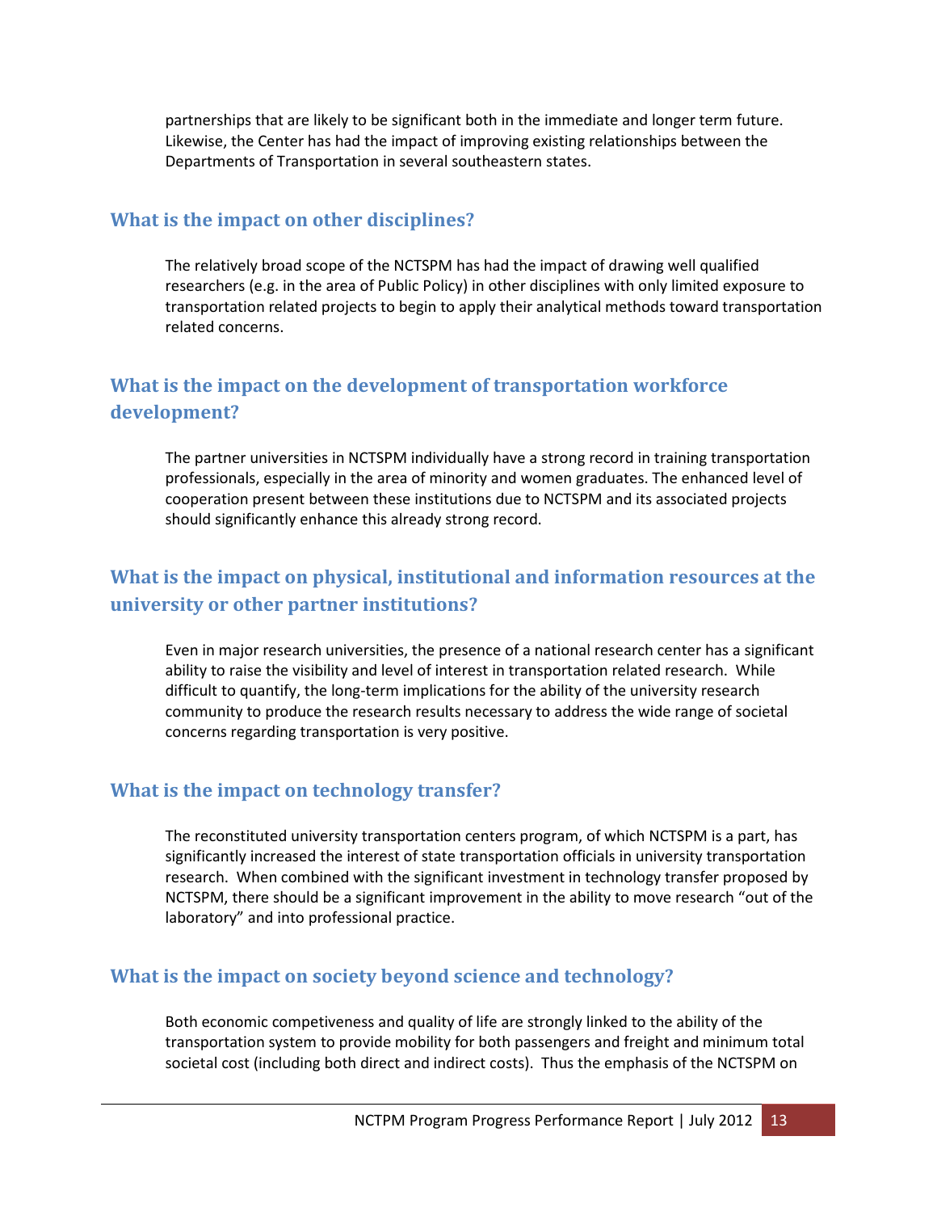partnerships that are likely to be significant both in the immediate and longer term future. Likewise, the Center has had the impact of improving existing relationships between the Departments of Transportation in several southeastern states.

## What is the impact on other disciplines?

The relatively broad scope of the NCTSPM has had the impact of drawing well qualified researchers (e.g. in the area of Public Policy) in other disciplines with only limited exposure to transportation related projects to begin to apply their analytical methods toward transportation related concerns.

## What is the impact on the development of transportation workforce development?

The partner universities in NCTSPM individually have a strong record in training transportation professionals, especially in the area of minority and women graduates. The enhanced level of cooperation present between these institutions due to NCTSPM and its associated projects should significantly enhance this already strong record.

## What is the impact on physical, institutional and information resources at the university or other partner institutions?

Even in major research universities, the presence of a national research center has a significant ability to raise the visibility and level of interest in transportation related research. While difficult to quantify, the long-term implications for the ability of the university research community to produce the research results necessary to address the wide range of societal concerns regarding transportation is very positive.

## What is the impact on technology transfer?

The reconstituted university transportation centers program, of which NCTSPM is a part, has significantly increased the interest of state transportation officials in university transportation research. When combined with the significant investment in technology transfer proposed by NCTSPM, there should be a significant improvement in the ability to move research "out of the laboratory" and into professional practice.

## What is the impact on society beyond science and technology?

Both economic competiveness and quality of life are strongly linked to the ability of the transportation system to provide mobility for both passengers and freight and minimum total societal cost (including both direct and indirect costs). Thus the emphasis of the NCTSPM on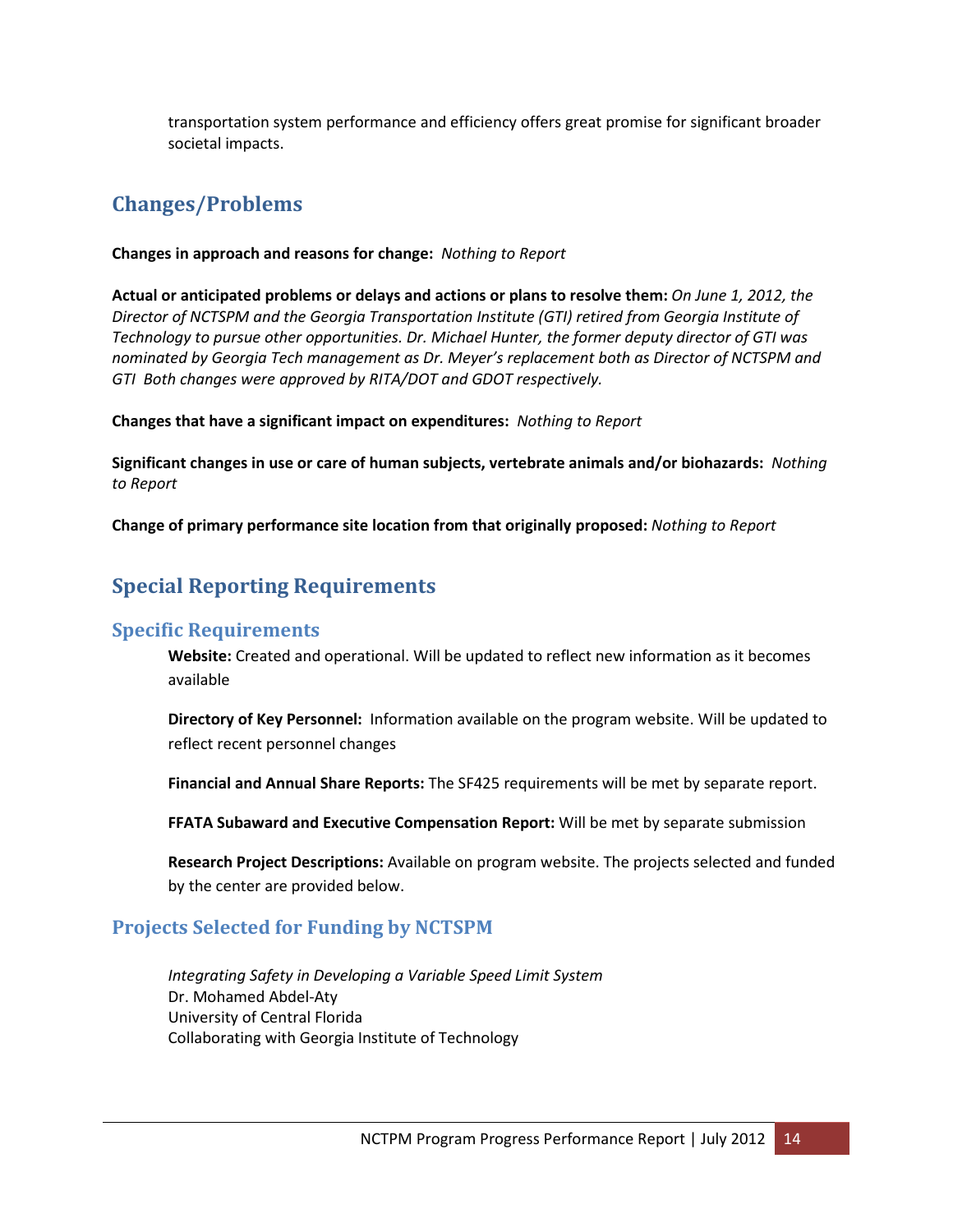transportation system performance and efficiency offers great promise for significant broader societal impacts.

## Changes/Problems

**Changes in approach and reasons for change:** *Nothing to Report*

**Actual or anticipated problems or delays and actions or plans to resolve them:** *On June 1, 2012, the Director of NCTSPM and the Georgia Transportation Institute (GTI) retired from Georgia Institute of Technology to pursue other opportunities. Dr. Michael Hunter, the former deputy director of GTI was nominated by Georgia Tech management as Dr. Meyer's replacement both as Director of NCTSPM and GTI Both changes were approved by RITA/DOT and GDOT respectively.*

**Changes that have a significant impact on expenditures:** *Nothing to Report*

**Significant changes in use or care of human subjects, vertebrate animals and/or biohazards:** *Nothing to Report*

**Change of primary performance site location from that originally proposed:** *Nothing to Report*

## Special Reporting Requirements

### Specific Requirements

**Website:** Created and operational. Will be updated to reflect new information as it becomes available

**Directory of Key Personnel:** Information available on the program website. Will be updated to reflect recent personnel changes

**Financial and Annual Share Reports:** The SF425 requirements will be met by separate report.

**FFATA Subaward and Executive Compensation Report:** Will be met by separate submission

**Research Project Descriptions:** Available on program website. The projects selected and funded by the center are provided below.

### Projects Selected for Funding by NCTSPM

*Integrating Safety in Developing a Variable Speed Limit System*
Dr. Mohamed Abdel-Aty
University of Central Florida
Collaborating with Georgia Institute of Technology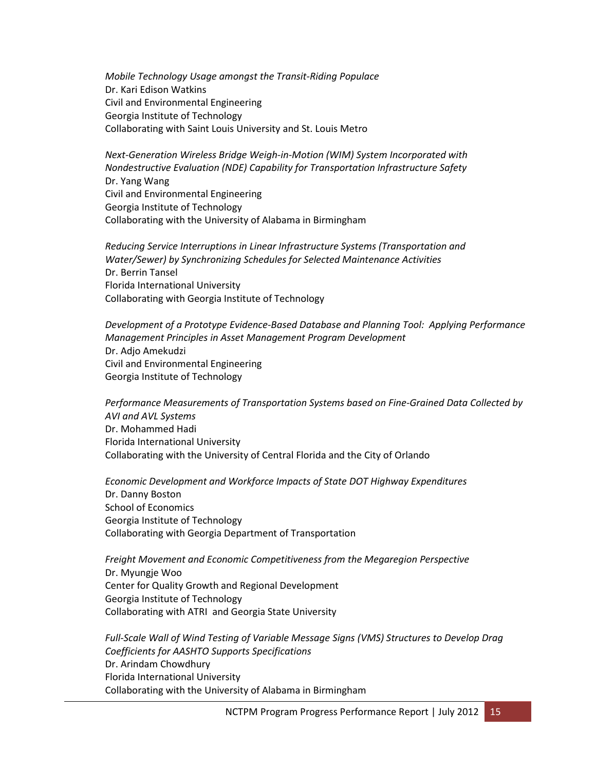*Mobile Technology Usage amongst the Transit-Riding Populace*
Dr. Kari Edison Watkins
Civil and Environmental Engineering
Georgia Institute of Technology
Collaborating with Saint Louis University and St. Louis Metro

*Next-Generation Wireless Bridge Weigh-in-Motion (WIM) System Incorporated with Nondestructive Evaluation (NDE) Capability for Transportation Infrastructure Safety*
Dr. Yang Wang
Civil and Environmental Engineering
Georgia Institute of Technology
Collaborating with the University of Alabama in Birmingham

*Reducing Service Interruptions in Linear Infrastructure Systems (Transportation and Water/Sewer) by Synchronizing Schedules for Selected Maintenance Activities*
Dr. Berrin Tansel
Florida International University
Collaborating with Georgia Institute of Technology

*Development of a Prototype Evidence-Based Database and Planning Tool: Applying Performance Management Principles in Asset Management Program Development*
Dr. Adjo Amekudzi
Civil and Environmental Engineering
Georgia Institute of Technology

*Performance Measurements of Transportation Systems based on Fine-Grained Data Collected by AVI and AVL Systems*
Dr. Mohammed Hadi
Florida International University
Collaborating with the University of Central Florida and the City of Orlando

*Economic Development and Workforce Impacts of State DOT Highway Expenditures*
Dr. Danny Boston
School of Economics
Georgia Institute of Technology
Collaborating with Georgia Department of Transportation

*Freight Movement and Economic Competitiveness from the Megaregion Perspective*
Dr. Myungje Woo
Center for Quality Growth and Regional Development
Georgia Institute of Technology
Collaborating with ATRI and Georgia State University

*Full-Scale Wall of Wind Testing of Variable Message Signs (VMS) Structures to Develop Drag Coefficients for AASHTO Supports Specifications*
Dr. Arindam Chowdhury
Florida International University
Collaborating with the University of Alabama in Birmingham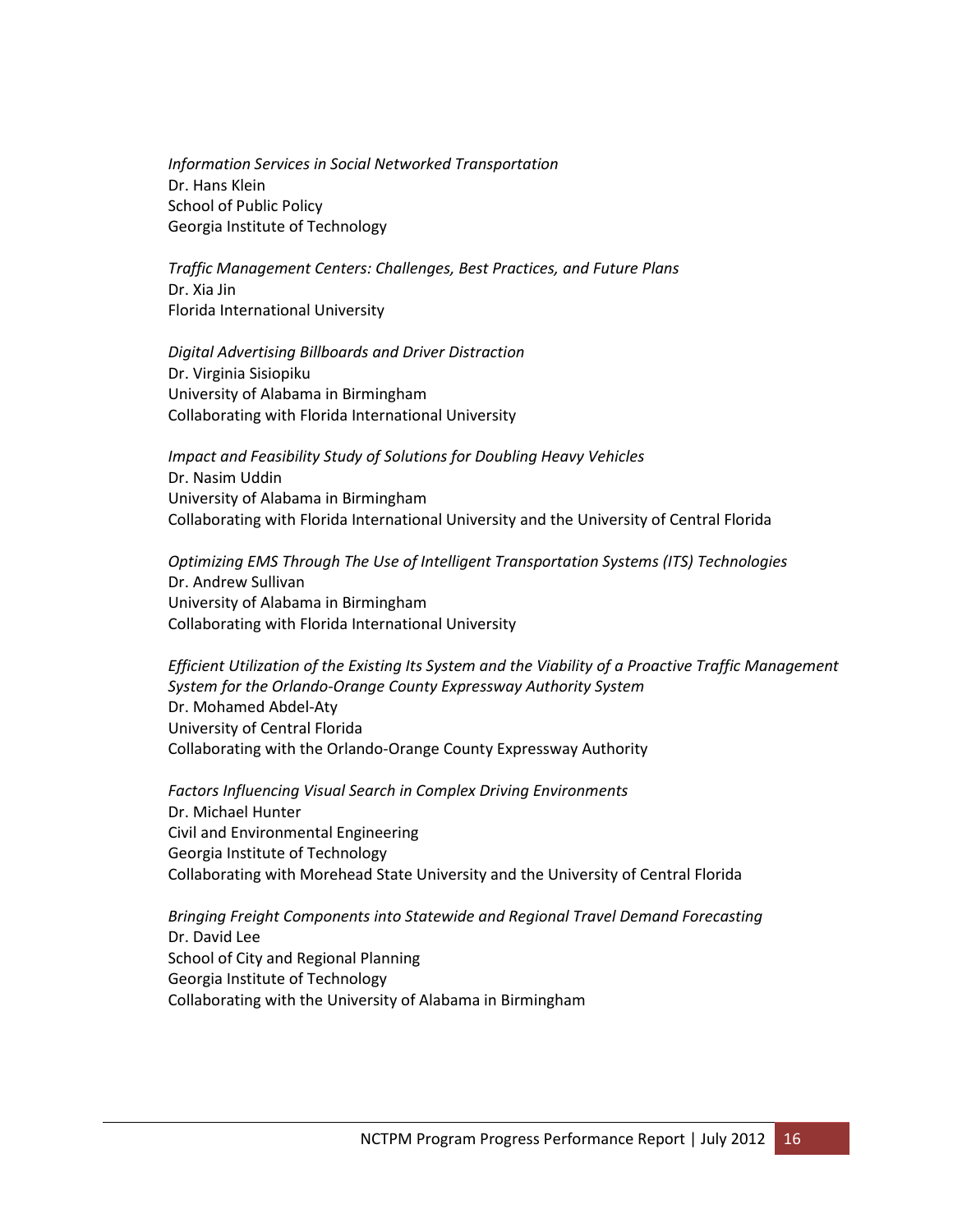*Information Services in Social Networked Transportation*
Dr. Hans Klein
School of Public Policy
Georgia Institute of Technology

*Traffic Management Centers: Challenges, Best Practices, and Future Plans*
Dr. Xia Jin
Florida International University

*Digital Advertising Billboards and Driver Distraction*
Dr. Virginia Sisiopiku
University of Alabama in Birmingham
Collaborating with Florida International University

*Impact and Feasibility Study of Solutions for Doubling Heavy Vehicles*
Dr. Nasim Uddin
University of Alabama in Birmingham
Collaborating with Florida International University and the University of Central Florida

*Optimizing EMS Through The Use of Intelligent Transportation Systems (ITS) Technologies*
Dr. Andrew Sullivan
University of Alabama in Birmingham
Collaborating with Florida International University

*Efficient Utilization of the Existing Its System and the Viability of a Proactive Traffic Management System for the Orlando-Orange County Expressway Authority System*
Dr. Mohamed Abdel-Aty
University of Central Florida
Collaborating with the Orlando-Orange County Expressway Authority

*Factors Influencing Visual Search in Complex Driving Environments*
Dr. Michael Hunter
Civil and Environmental Engineering
Georgia Institute of Technology
Collaborating with Morehead State University and the University of Central Florida

*Bringing Freight Components into Statewide and Regional Travel Demand Forecasting*
Dr. David Lee
School of City and Regional Planning
Georgia Institute of Technology
Collaborating with the University of Alabama in Birmingham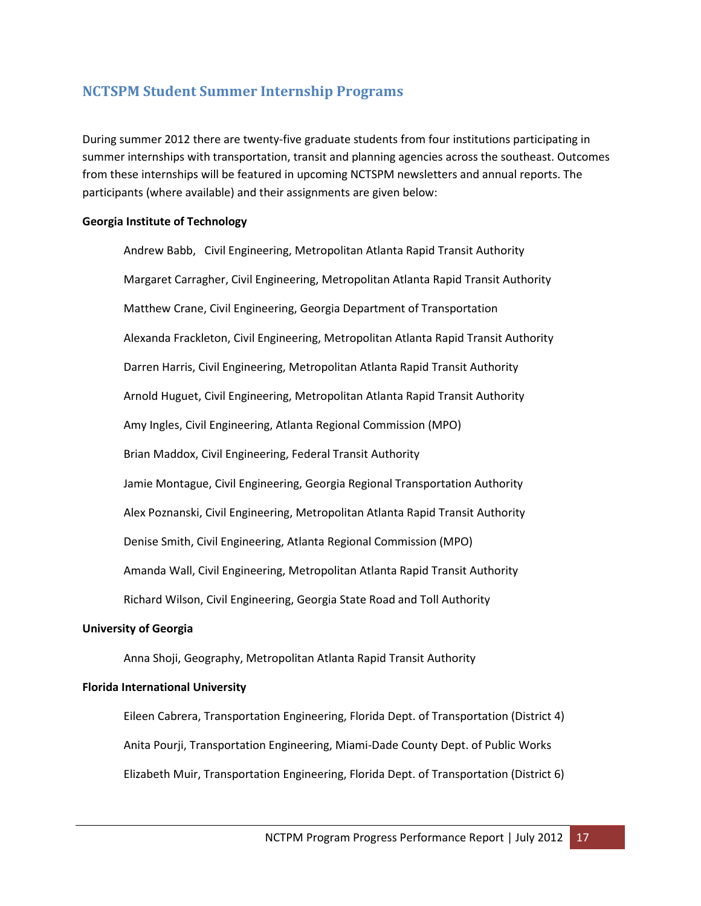## NCTSPM Student Summer Internship Programs

During summer 2012 there are twenty-five graduate students from four institutions participating in summer internships with transportation, transit and planning agencies across the southeast. Outcomes from these internships will be featured in upcoming NCTSPM newsletters and annual reports. The participants (where available) and their assignments are given below:

**Georgia Institute of Technology**

Andrew Babb, Civil Engineering, Metropolitan Atlanta Rapid Transit Authority

Margaret Carragher, Civil Engineering, Metropolitan Atlanta Rapid Transit Authority

Matthew Crane, Civil Engineering, Georgia Department of Transportation

Alexanda Frackleton, Civil Engineering, Metropolitan Atlanta Rapid Transit Authority

Darren Harris, Civil Engineering, Metropolitan Atlanta Rapid Transit Authority

Arnold Huguet, Civil Engineering, Metropolitan Atlanta Rapid Transit Authority

Amy Ingles, Civil Engineering, Atlanta Regional Commission (MPO)

Brian Maddox, Civil Engineering, Federal Transit Authority

Jamie Montague, Civil Engineering, Georgia Regional Transportation Authority

Alex Poznanski, Civil Engineering, Metropolitan Atlanta Rapid Transit Authority

Denise Smith, Civil Engineering, Atlanta Regional Commission (MPO)

Amanda Wall, Civil Engineering, Metropolitan Atlanta Rapid Transit Authority

Richard Wilson, Civil Engineering, Georgia State Road and Toll Authority

**University of Georgia**

Anna Shoji, Geography, Metropolitan Atlanta Rapid Transit Authority

**Florida International University**

Eileen Cabrera, Transportation Engineering, Florida Dept. of Transportation (District 4)

Anita Pourji, Transportation Engineering, Miami-Dade County Dept. of Public Works

Elizabeth Muir, Transportation Engineering, Florida Dept. of Transportation (District 6)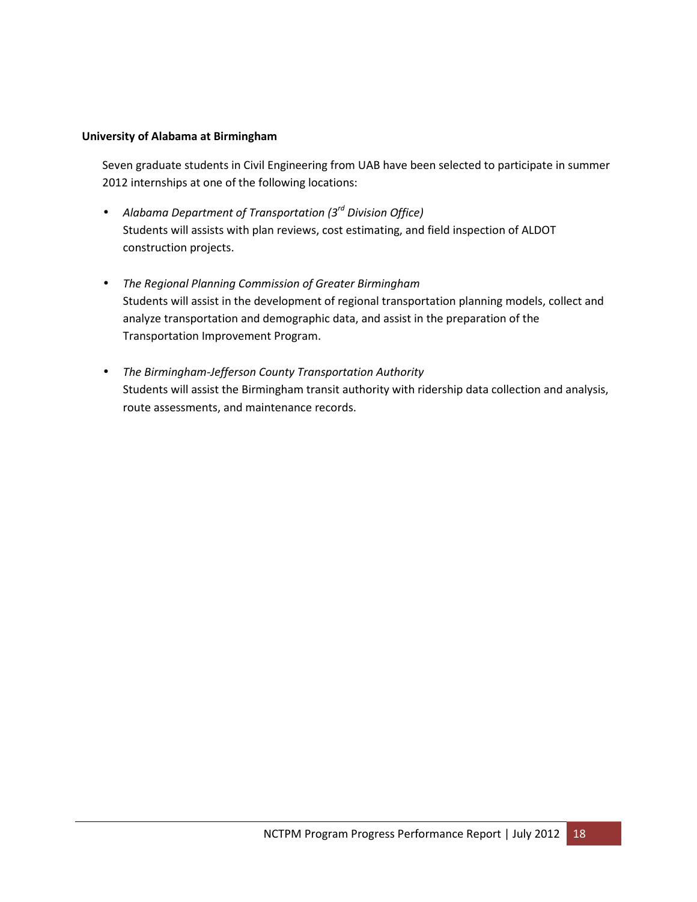**University of Alabama at Birmingham**

Seven graduate students in Civil Engineering from UAB have been selected to participate in summer 2012 internships at one of the following locations:

- *Alabama Department of Transportation (3rd Division Office)*
  Students will assists with plan reviews, cost estimating, and field inspection of ALDOT construction projects.

- *The Regional Planning Commission of Greater Birmingham*
  Students will assist in the development of regional transportation planning models, collect and analyze transportation and demographic data, and assist in the preparation of the Transportation Improvement Program.

- *The Birmingham-Jefferson County Transportation Authority*
  Students will assist the Birmingham transit authority with ridership data collection and analysis, route assessments, and maintenance records.